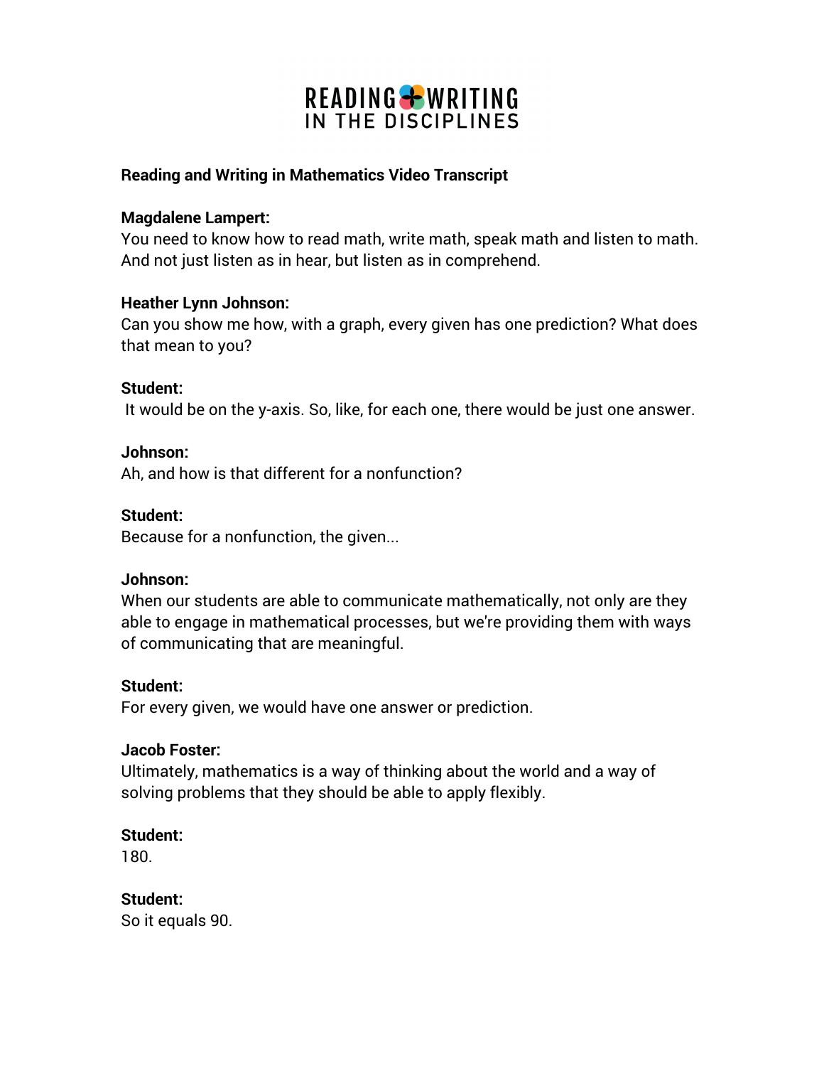READING ✤ WRITING
IN THE DISCIPLINES

**Reading and Writing in Mathematics Video Transcript**

**Magdalene Lampert:**
You need to know how to read math, write math, speak math and listen to math. And not just listen as in hear, but listen as in comprehend.

**Heather Lynn Johnson:**
Can you show me how, with a graph, every given has one prediction? What does that mean to you?

**Student:**
It would be on the y-axis. So, like, for each one, there would be just one answer.

**Johnson:**
Ah, and how is that different for a nonfunction?

**Student:**
Because for a nonfunction, the given...

**Johnson:**
When our students are able to communicate mathematically, not only are they able to engage in mathematical processes, but we're providing them with ways of communicating that are meaningful.

**Student:**
For every given, we would have one answer or prediction.

**Jacob Foster:**
Ultimately, mathematics is a way of thinking about the world and a way of solving problems that they should be able to apply flexibly.

**Student:**
180.

**Student:**
So it equals 90.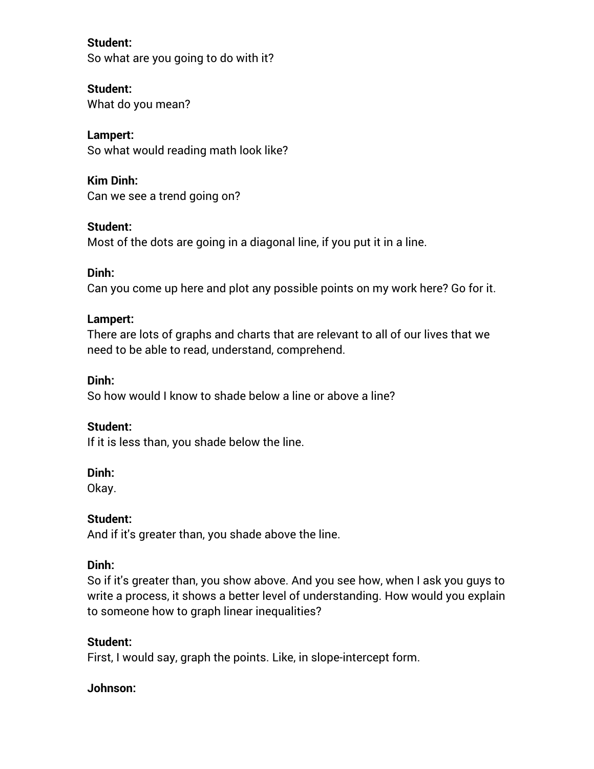**Student:**
So what are you going to do with it?

**Student:**
What do you mean?

**Lampert:**
So what would reading math look like?

**Kim Dinh:**
Can we see a trend going on?

**Student:**
Most of the dots are going in a diagonal line, if you put it in a line.

**Dinh:**
Can you come up here and plot any possible points on my work here? Go for it.

**Lampert:**
There are lots of graphs and charts that are relevant to all of our lives that we need to be able to read, understand, comprehend.

**Dinh:**
So how would I know to shade below a line or above a line?

**Student:**
If it is less than, you shade below the line.

**Dinh:**
Okay.

**Student:**
And if it's greater than, you shade above the line.

**Dinh:**
So if it's greater than, you show above. And you see how, when I ask you guys to write a process, it shows a better level of understanding. How would you explain to someone how to graph linear inequalities?

**Student:**
First, I would say, graph the points. Like, in slope-intercept form.

**Johnson:**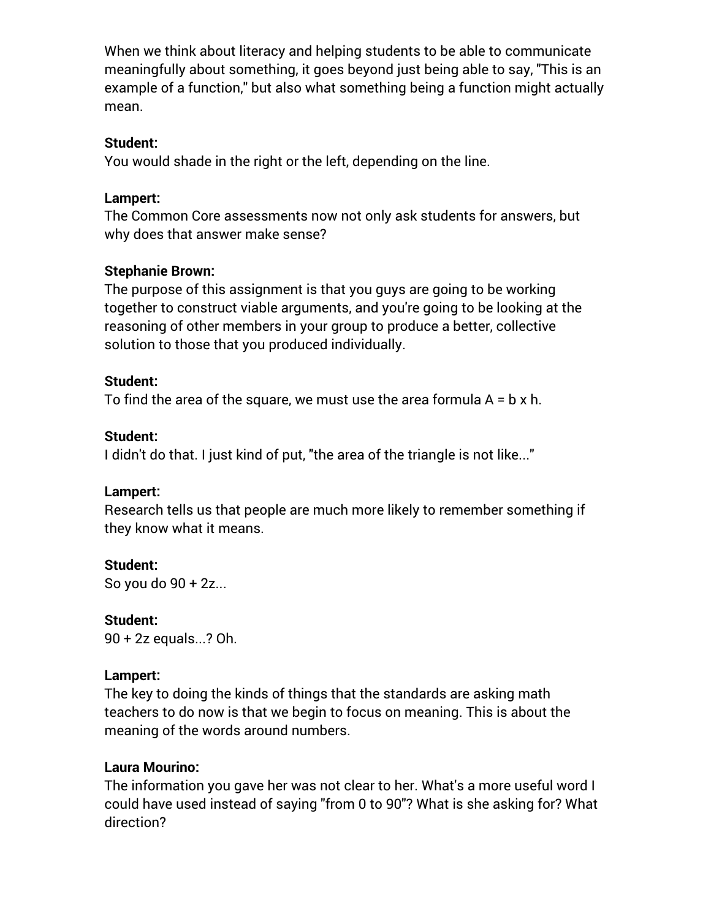When we think about literacy and helping students to be able to communicate meaningfully about something, it goes beyond just being able to say, "This is an example of a function," but also what something being a function might actually mean.

**Student:**
You would shade in the right or the left, depending on the line.

**Lampert:**
The Common Core assessments now not only ask students for answers, but why does that answer make sense?

**Stephanie Brown:**
The purpose of this assignment is that you guys are going to be working together to construct viable arguments, and you're going to be looking at the reasoning of other members in your group to produce a better, collective solution to those that you produced individually.

**Student:**
To find the area of the square, we must use the area formula $A = b \times h$.

**Student:**
I didn't do that. I just kind of put, "the area of the triangle is not like..."

**Lampert:**
Research tells us that people are much more likely to remember something if they know what it means.

**Student:**
So you do $90 + 2z$...

**Student:**
$90 + 2z$ equals...? Oh.

**Lampert:**
The key to doing the kinds of things that the standards are asking math teachers to do now is that we begin to focus on meaning. This is about the meaning of the words around numbers.

**Laura Mourino:**
The information you gave her was not clear to her. What's a more useful word I could have used instead of saying "from 0 to 90"? What is she asking for? What direction?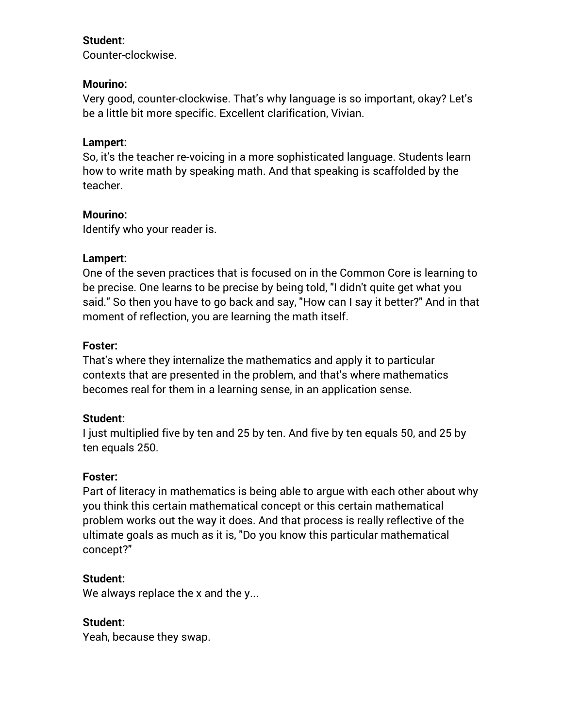**Student:**
Counter-clockwise.

**Mourino:**
Very good, counter-clockwise. That's why language is so important, okay? Let's be a little bit more specific. Excellent clarification, Vivian.

**Lampert:**
So, it's the teacher re-voicing in a more sophisticated language. Students learn how to write math by speaking math. And that speaking is scaffolded by the teacher.

**Mourino:**
Identify who your reader is.

**Lampert:**
One of the seven practices that is focused on in the Common Core is learning to be precise. One learns to be precise by being told, "I didn't quite get what you said." So then you have to go back and say, "How can I say it better?" And in that moment of reflection, you are learning the math itself.

**Foster:**
That's where they internalize the mathematics and apply it to particular contexts that are presented in the problem, and that's where mathematics becomes real for them in a learning sense, in an application sense.

**Student:**
I just multiplied five by ten and 25 by ten. And five by ten equals 50, and 25 by ten equals 250.

**Foster:**
Part of literacy in mathematics is being able to argue with each other about why you think this certain mathematical concept or this certain mathematical problem works out the way it does. And that process is really reflective of the ultimate goals as much as it is, "Do you know this particular mathematical concept?"

**Student:**
We always replace the x and the y...

**Student:**
Yeah, because they swap.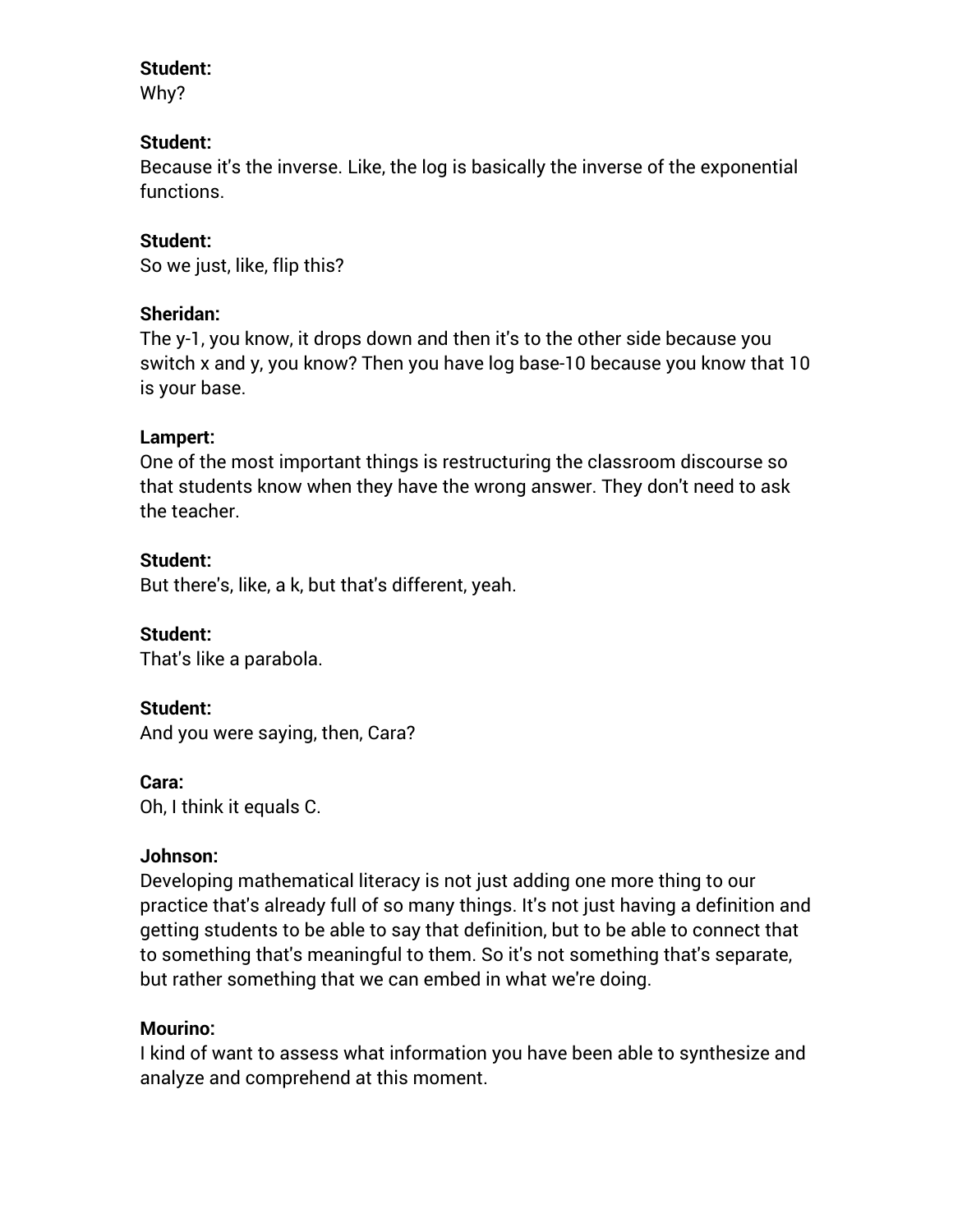**Student:**
Why?

**Student:**
Because it's the inverse. Like, the log is basically the inverse of the exponential functions.

**Student:**
So we just, like, flip this?

**Sheridan:**
The y-1, you know, it drops down and then it's to the other side because you switch x and y, you know? Then you have log base-10 because you know that 10 is your base.

**Lampert:**
One of the most important things is restructuring the classroom discourse so that students know when they have the wrong answer. They don't need to ask the teacher.

**Student:**
But there's, like, a k, but that's different, yeah.

**Student:**
That's like a parabola.

**Student:**
And you were saying, then, Cara?

**Cara:**
Oh, I think it equals C.

**Johnson:**
Developing mathematical literacy is not just adding one more thing to our practice that's already full of so many things. It's not just having a definition and getting students to be able to say that definition, but to be able to connect that to something that's meaningful to them. So it's not something that's separate, but rather something that we can embed in what we're doing.

**Mourino:**
I kind of want to assess what information you have been able to synthesize and analyze and comprehend at this moment.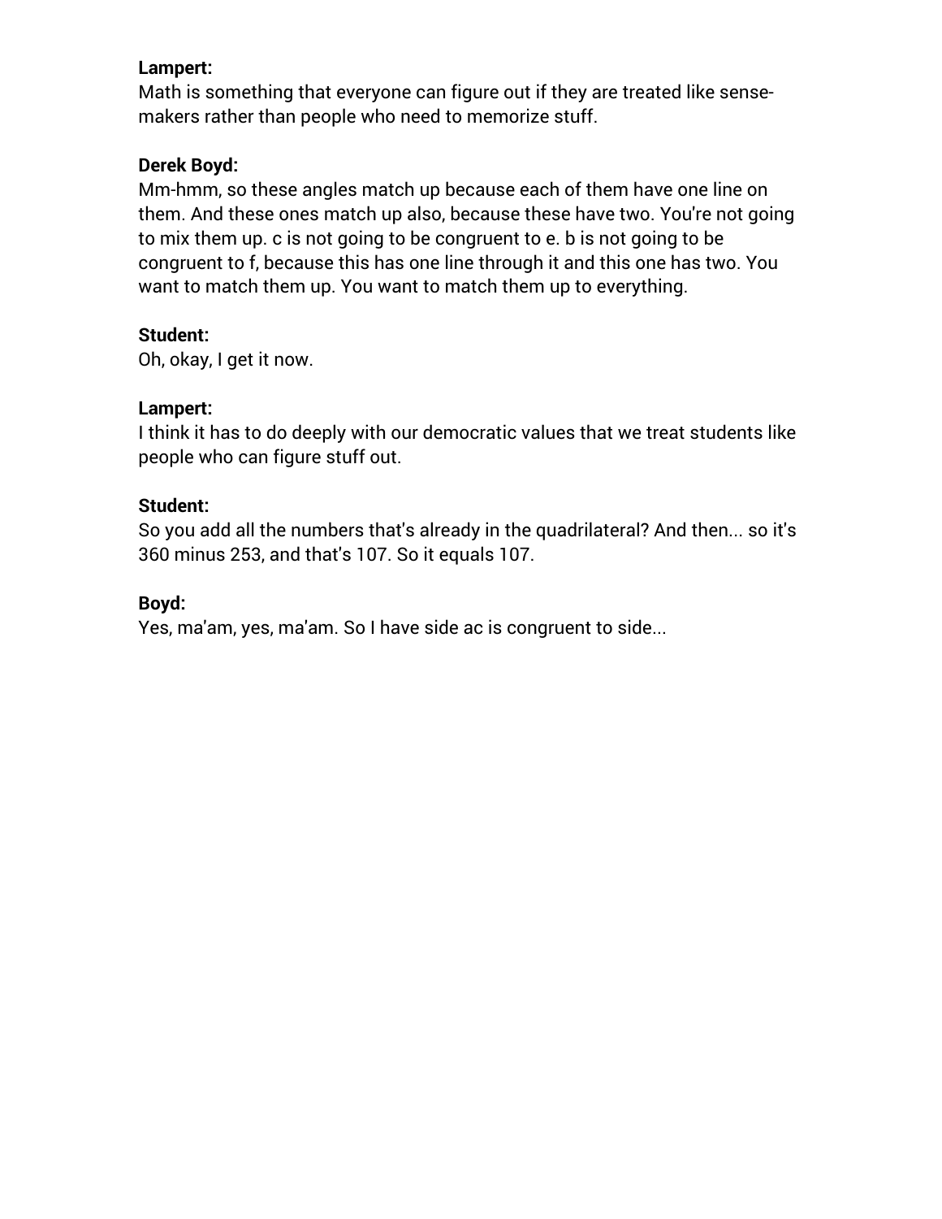**Lampert:**
Math is something that everyone can figure out if they are treated like sense-makers rather than people who need to memorize stuff.

**Derek Boyd:**
Mm-hmm, so these angles match up because each of them have one line on them. And these ones match up also, because these have two. You're not going to mix them up. c is not going to be congruent to e. b is not going to be congruent to f, because this has one line through it and this one has two. You want to match them up. You want to match them up to everything.

**Student:**
Oh, okay, I get it now.

**Lampert:**
I think it has to do deeply with our democratic values that we treat students like people who can figure stuff out.

**Student:**
So you add all the numbers that's already in the quadrilateral? And then... so it's 360 minus 253, and that's 107. So it equals 107.

**Boyd:**
Yes, ma'am, yes, ma'am. So I have side ac is congruent to side...